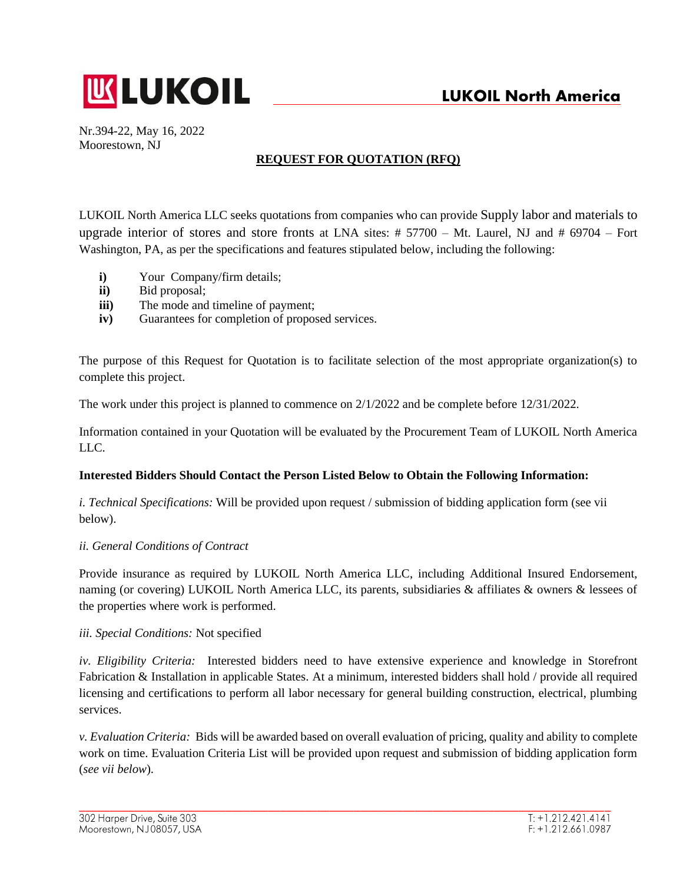# LUKOIL

## LUKOIL North America

Nr.394-22, May 16, 2022
Moorestown, NJ

**REQUEST FOR QUOTATION (RFQ)**

LUKOIL North America LLC seeks quotations from companies who can provide Supply labor and materials to upgrade interior of stores and store fronts at LNA sites: # 57700 – Mt. Laurel, NJ and # 69704 – Fort Washington, PA, as per the specifications and features stipulated below, including the following:

- **i)** Your Company/firm details;
- **ii)** Bid proposal;
- **iii)** The mode and timeline of payment;
- **iv)** Guarantees for completion of proposed services.

The purpose of this Request for Quotation is to facilitate selection of the most appropriate organization(s) to complete this project.

The work under this project is planned to commence on 2/1/2022 and be complete before 12/31/2022.

Information contained in your Quotation will be evaluated by the Procurement Team of LUKOIL North America LLC.

**Interested Bidders Should Contact the Person Listed Below to Obtain the Following Information:**

*i. Technical Specifications:* Will be provided upon request / submission of bidding application form (see vii below).

*ii. General Conditions of Contract*

Provide insurance as required by LUKOIL North America LLC, including Additional Insured Endorsement, naming (or covering) LUKOIL North America LLC, its parents, subsidiaries & affiliates & owners & lessees of the properties where work is performed.

*iii. Special Conditions:* Not specified

*iv. Eligibility Criteria:* Interested bidders need to have extensive experience and knowledge in Storefront Fabrication & Installation in applicable States. At a minimum, interested bidders shall hold / provide all required licensing and certifications to perform all labor necessary for general building construction, electrical, plumbing services.

*v. Evaluation Criteria:* Bids will be awarded based on overall evaluation of pricing, quality and ability to complete work on time. Evaluation Criteria List will be provided upon request and submission of bidding application form (*see vii below*).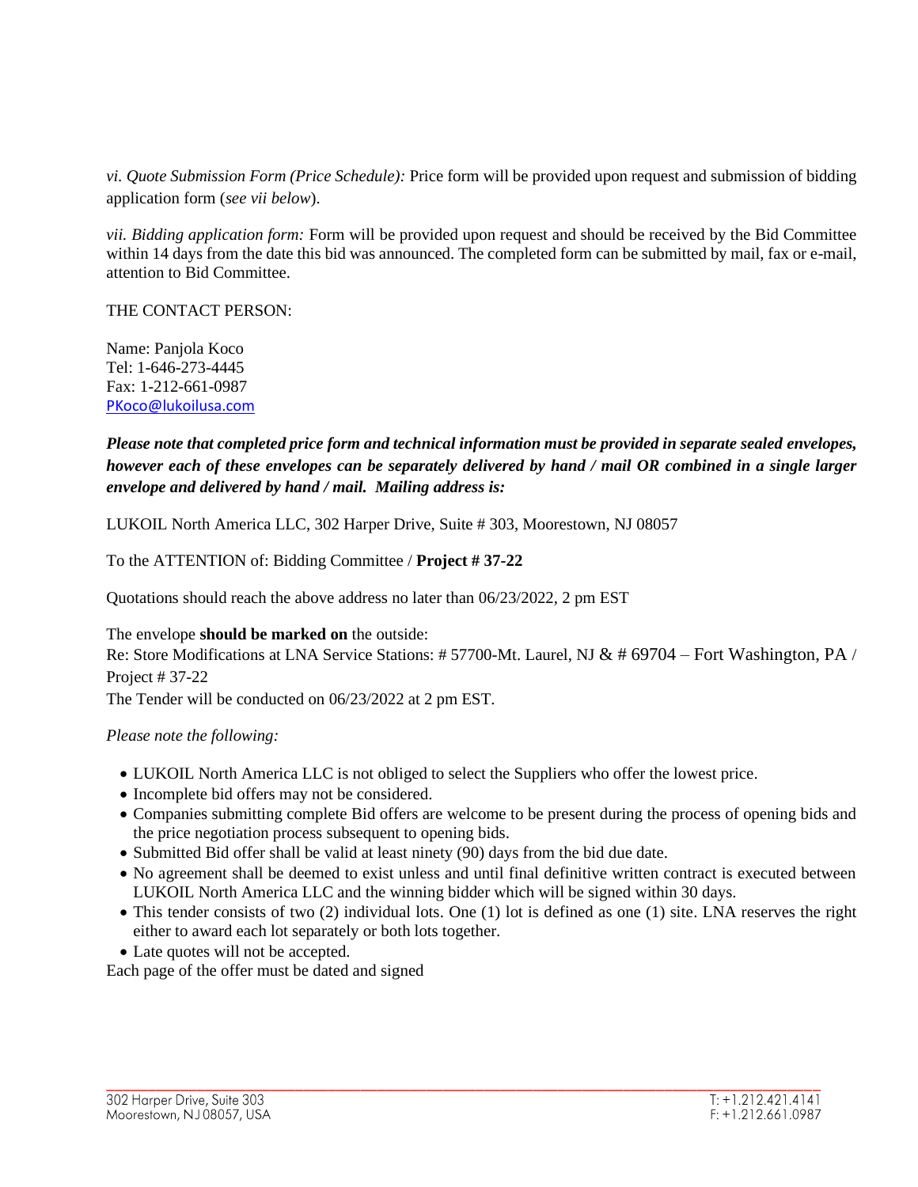*vi. Quote Submission Form (Price Schedule):* Price form will be provided upon request and submission of bidding application form (*see vii below*).

*vii. Bidding application form:* Form will be provided upon request and should be received by the Bid Committee within 14 days from the date this bid was announced. The completed form can be submitted by mail, fax or e-mail, attention to Bid Committee.

THE CONTACT PERSON:

Name: Panjola Koco
Tel: 1-646-273-4445
Fax: 1-212-661-0987
PKoco@lukoilusa.com

***Please note that completed price form and technical information must be provided in separate sealed envelopes, however each of these envelopes can be separately delivered by hand / mail OR combined in a single larger envelope and delivered by hand / mail. Mailing address is:***

LUKOIL North America LLC, 302 Harper Drive, Suite # 303, Moorestown, NJ 08057

To the ATTENTION of: Bidding Committee / **Project # 37-22**

Quotations should reach the above address no later than 06/23/2022, 2 pm EST

The envelope **should be marked on** the outside:
Re: Store Modifications at LNA Service Stations: # 57700-Mt. Laurel, NJ & # 69704 – Fort Washington, PA / Project # 37-22
The Tender will be conducted on 06/23/2022 at 2 pm EST.

*Please note the following:*

- LUKOIL North America LLC is not obliged to select the Suppliers who offer the lowest price.
- Incomplete bid offers may not be considered.
- Companies submitting complete Bid offers are welcome to be present during the process of opening bids and the price negotiation process subsequent to opening bids.
- Submitted Bid offer shall be valid at least ninety (90) days from the bid due date.
- No agreement shall be deemed to exist unless and until final definitive written contract is executed between LUKOIL North America LLC and the winning bidder which will be signed within 30 days.
- This tender consists of two (2) individual lots. One (1) lot is defined as one (1) site. LNA reserves the right either to award each lot separately or both lots together.
- Late quotes will not be accepted.

Each page of the offer must be dated and signed